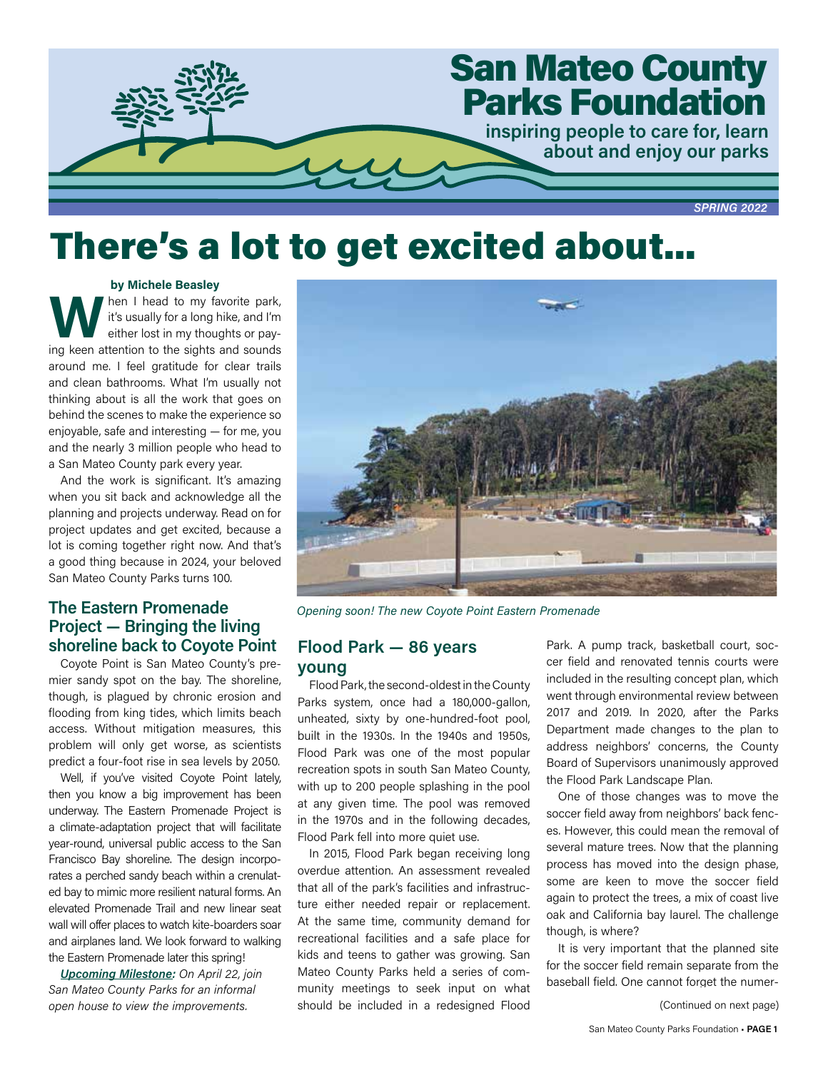# San Mateo County Parks Foundation

**inspiring people to care for, learn about and enjoy our parks**

*SPRING 2022*

# There's a lot to get excited about...

**by Michele Beasley**

When I head to my favorite park, it's usually for a long hike, and I'm either lost in my thoughts or paying keen attention to the sights and sounds around me. I feel gratitude for clear trails and clean bathrooms. What I'm usually not thinking about is all the work that goes on behind the scenes to make the experience so enjoyable, safe and interesting — for me, you and the nearly 3 million people who head to a San Mateo County park every year.

And the work is significant. It's amazing when you sit back and acknowledge all the planning and projects underway. Read on for project updates and get excited, because a lot is coming together right now. And that's a good thing because in 2024, your beloved San Mateo County Parks turns 100.

## The Eastern Promenade Project — Bringing the living shoreline back to Coyote Point

Coyote Point is San Mateo County's premier sandy spot on the bay. The shoreline, though, is plagued by chronic erosion and flooding from king tides, which limits beach access. Without mitigation measures, this problem will only get worse, as scientists predict a four-foot rise in sea levels by 2050.

Well, if you've visited Coyote Point lately, then you know a big improvement has been underway. The Eastern Promenade Project is a climate-adaptation project that will facilitate year-round, universal public access to the San Francisco Bay shoreline. The design incorporates a perched sandy beach within a crenulated bay to mimic more resilient natural forms. An elevated Promenade Trail and new linear seat wall will offer places to watch kite-boarders soar and airplanes land. We look forward to walking the Eastern Promenade later this spring!

***Upcoming Milestone:*** *On April 22, join San Mateo County Parks for an informal open house to view the improvements.*

*Opening soon! The new Coyote Point Eastern Promenade*

## Flood Park — 86 years young

Flood Park, the second-oldest in the County Parks system, once had a 180,000-gallon, unheated, sixty by one-hundred-foot pool, built in the 1930s. In the 1940s and 1950s, Flood Park was one of the most popular recreation spots in south San Mateo County, with up to 200 people splashing in the pool at any given time. The pool was removed in the 1970s and in the following decades, Flood Park fell into more quiet use.

In 2015, Flood Park began receiving long overdue attention. An assessment revealed that all of the park's facilities and infrastructure either needed repair or replacement. At the same time, community demand for recreational facilities and a safe place for kids and teens to gather was growing. San Mateo County Parks held a series of community meetings to seek input on what should be included in a redesigned Flood Park. A pump track, basketball court, soccer field and renovated tennis courts were included in the resulting concept plan, which went through environmental review between 2017 and 2019. In 2020, after the Parks Department made changes to the plan to address neighbors' concerns, the County Board of Supervisors unanimously approved the Flood Park Landscape Plan.

One of those changes was to move the soccer field away from neighbors' back fences. However, this could mean the removal of several mature trees. Now that the planning process has moved into the design phase, some are keen to move the soccer field again to protect the trees, a mix of coast live oak and California bay laurel. The challenge though, is where?

It is very important that the planned site for the soccer field remain separate from the baseball field. One cannot forget the numer-

(Continued on next page)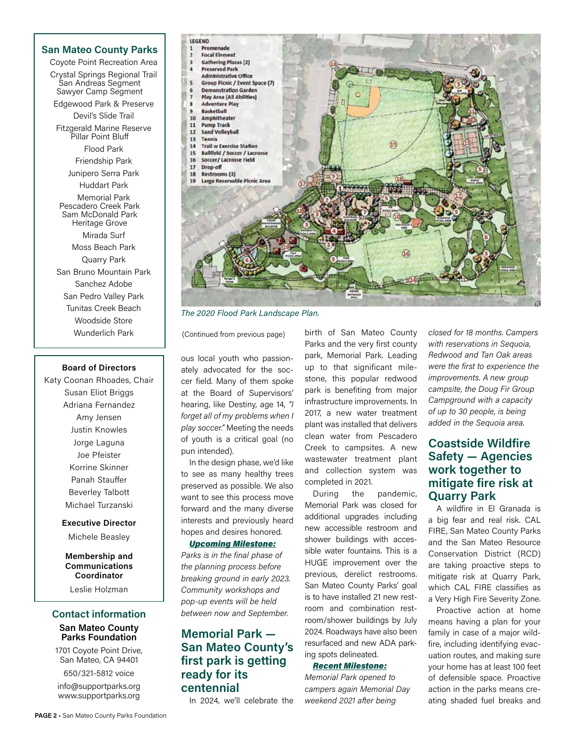## San Mateo County Parks

- Coyote Point Recreation Area
- Crystal Springs Regional Trail
  - San Andreas Segment
  - Sawyer Camp Segment
- Edgewood Park & Preserve
- Devil's Slide Trail
- Fitzgerald Marine Reserve
  - Pillar Point Bluff
- Flood Park
- Friendship Park
- Junipero Serra Park
- Huddart Park
- Memorial Park
  - Pescadero Creek Park
  - Sam McDonald Park
  - Heritage Grove
- Mirada Surf
- Moss Beach Park
- Quarry Park
- San Bruno Mountain Park
- Sanchez Adobe
- San Pedro Valley Park
- Tunitas Creek Beach
- Woodside Store
- Wunderlich Park

**Board of Directors**

Katy Coonan Rhoades, Chair
Susan Eliot Briggs
Adriana Fernandez
Amy Jensen
Justin Knowles
Jorge Laguna
Joe Pfeister
Korrine Skinner
Panah Stauffer
Beverley Talbott
Michael Turzanski

**Executive Director**

Michele Beasley

**Membership and Communications Coordinator**

Leslie Holzman

## Contact information

**San Mateo County Parks Foundation**

1701 Coyote Point Drive,
San Mateo, CA 94401

650/321-5812 voice

info@supportparks.org
www.supportparks.org

LEGEND
1 Promenade
2 Focal Element
3 Gathering Plazas (2)
4 Preserved Park Administrative Office
5 Group Picnic / Event Space (7)
6 Demonstration Garden
7 Play Area (All Abilities)
8 Adventure Play
9 Basketball
10 Amphitheater
11 Pump Track
12 Sand Volleyball
13 Tennis
14 Trail w Exercise Station
15 Ballfield / Soccer / Lacrosse
16 Soccer/ Lacrosse Field
17 Drop-off
18 Restrooms (3)
19 Large Reservable Picnic Area

*The 2020 Flood Park Landscape Plan.*

(Continued from previous page)

ous local youth who passionately advocated for the soccer field. Many of them spoke at the Board of Supervisors' hearing, like Destiny, age 14, *"I forget all of my problems when I play soccer."* Meeting the needs of youth is a critical goal (no pun intended).

In the design phase, we'd like to see as many healthy trees preserved as possible. We also want to see this process move forward and the many diverse interests and previously heard hopes and desires honored.

***Upcoming Milestone:***
*Parks is in the final phase of the planning process before breaking ground in early 2023. Community workshops and pop-up events will be held between now and September.*

## Memorial Park — San Mateo County's first park is getting ready for its centennial

In 2024, we'll celebrate the birth of San Mateo County Parks and the very first county park, Memorial Park. Leading up to that significant milestone, this popular redwood park is benefiting from major infrastructure improvements. In 2017, a new water treatment plant was installed that delivers clean water from Pescadero Creek to campsites. A new wastewater treatment plant and collection system was completed in 2021.

During the pandemic, Memorial Park was closed for additional upgrades including new accessible restroom and shower buildings with accessible water fountains. This is a HUGE improvement over the previous, derelict restrooms. San Mateo County Parks' goal is to have installed 21 new restroom and combination restroom/shower buildings by July 2024. Roadways have also been resurfaced and new ADA parking spots delineated.

***Recent Milestone:***
*Memorial Park opened to campers again Memorial Day weekend 2021 after being closed for 18 months. Campers with reservations in Sequoia, Redwood and Tan Oak areas were the first to experience the improvements. A new group campsite, the Doug Fir Group Campground with a capacity of up to 30 people, is being added in the Sequoia area.*

## Coastside Wildfire Safety — Agencies work together to mitigate fire risk at Quarry Park

A wildfire in El Granada is a big fear and real risk. CAL FIRE, San Mateo County Parks and the San Mateo Resource Conservation District (RCD) are taking proactive steps to mitigate risk at Quarry Park, which CAL FIRE classifies as a Very High Fire Severity Zone.

Proactive action at home means having a plan for your family in case of a major wildfire, including identifying evacuation routes, and making sure your home has at least 100 feet of defensible space. Proactive action in the parks means creating shaded fuel breaks and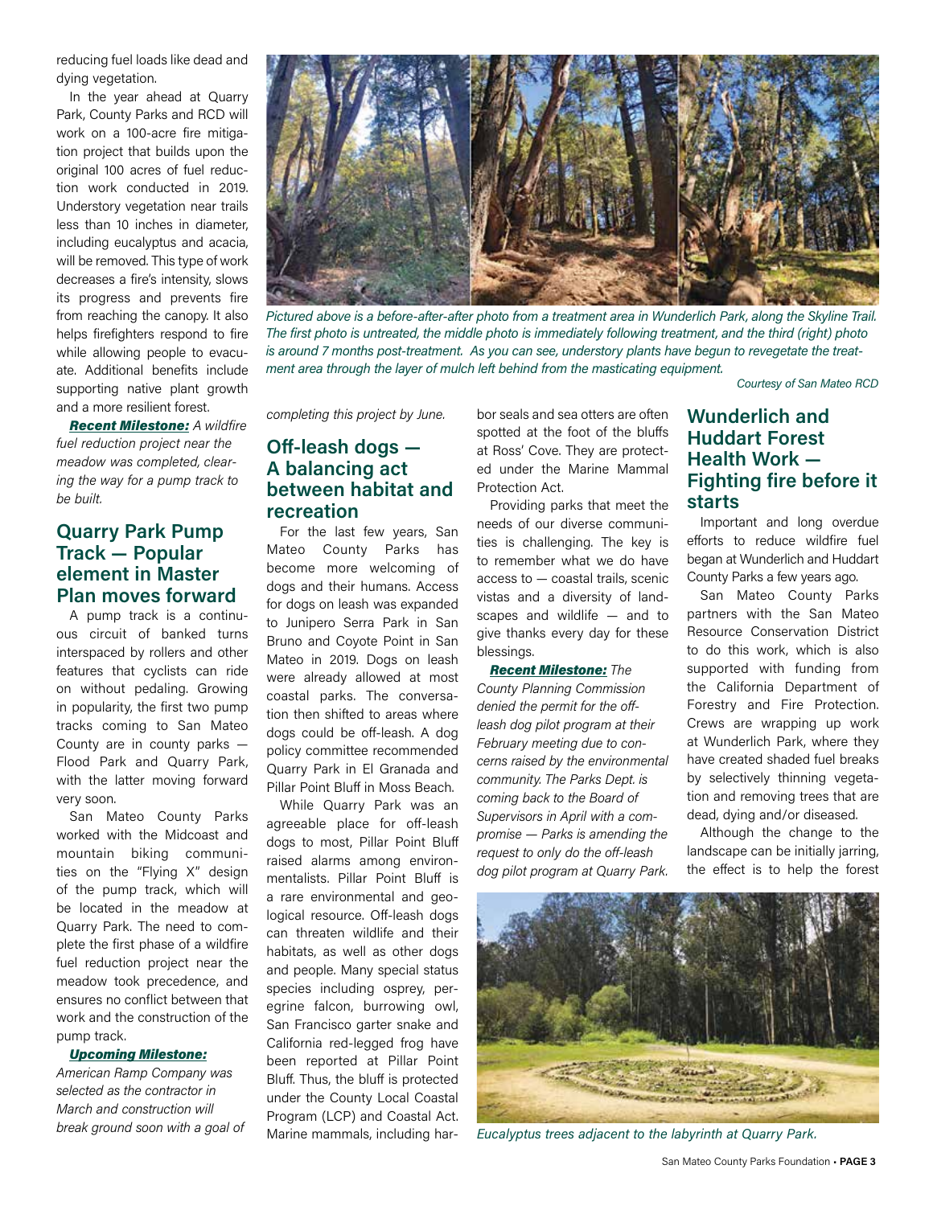reducing fuel loads like dead and dying vegetation.

In the year ahead at Quarry Park, County Parks and RCD will work on a 100-acre fire mitigation project that builds upon the original 100 acres of fuel reduction work conducted in 2019. Understory vegetation near trails less than 10 inches in diameter, including eucalyptus and acacia, will be removed. This type of work decreases a fire's intensity, slows its progress and prevents fire from reaching the canopy. It also helps firefighters respond to fire while allowing people to evacuate. Additional benefits include supporting native plant growth and a more resilient forest.

***Recent Milestone:*** *A wildfire fuel reduction project near the meadow was completed, clearing the way for a pump track to be built.*

## Quarry Park Pump Track — Popular element in Master Plan moves forward

A pump track is a continuous circuit of banked turns interspaced by rollers and other features that cyclists can ride on without pedaling. Growing in popularity, the first two pump tracks coming to San Mateo County are in county parks — Flood Park and Quarry Park, with the latter moving forward very soon.

San Mateo County Parks worked with the Midcoast and mountain biking communities on the "Flying X" design of the pump track, which will be located in the meadow at Quarry Park. The need to complete the first phase of a wildfire fuel reduction project near the meadow took precedence, and ensures no conflict between that work and the construction of the pump track.

***Upcoming Milestone:*** *American Ramp Company was selected as the contractor in March and construction will break ground soon with a goal of completing this project by June.*

## Off-leash dogs — A balancing act between habitat and recreation

For the last few years, San Mateo County Parks has become more welcoming of dogs and their humans. Access for dogs on leash was expanded to Junipero Serra Park in San Bruno and Coyote Point in San Mateo in 2019. Dogs on leash were already allowed at most coastal parks. The conversation then shifted to areas where dogs could be off-leash. A dog policy committee recommended Quarry Park in El Granada and Pillar Point Bluff in Moss Beach.

While Quarry Park was an agreeable place for off-leash dogs to most, Pillar Point Bluff raised alarms among environmentalists. Pillar Point Bluff is a rare environmental and geological resource. Off-leash dogs can threaten wildlife and their habitats, as well as other dogs and people. Many special status species including osprey, peregrine falcon, burrowing owl, San Francisco garter snake and California red-legged frog have been reported at Pillar Point Bluff. Thus, the bluff is protected under the County Local Coastal Program (LCP) and Coastal Act. Marine mammals, including harbor seals and sea otters are often spotted at the foot of the bluffs at Ross' Cove. They are protected under the Marine Mammal Protection Act.

Providing parks that meet the needs of our diverse communities is challenging. The key is to remember what we do have access to — coastal trails, scenic vistas and a diversity of landscapes and wildlife — and to give thanks every day for these blessings.

***Recent Milestone:*** *The County Planning Commission denied the permit for the off-leash dog pilot program at their February meeting due to concerns raised by the environmental community. The Parks Dept. is coming back to the Board of Supervisors in April with a compromise — Parks is amending the request to only do the off-leash dog pilot program at Quarry Park.*

*Pictured above is a before-after-after photo from a treatment area in Wunderlich Park, along the Skyline Trail. The first photo is untreated, the middle photo is immediately following treatment, and the third (right) photo is around 7 months post-treatment. As you can see, understory plants have begun to revegetate the treatment area through the layer of mulch left behind from the masticating equipment.*

*Courtesy of San Mateo RCD*

## Wunderlich and Huddart Forest Health Work — Fighting fire before it starts

Important and long overdue efforts to reduce wildfire fuel began at Wunderlich and Huddart County Parks a few years ago.

San Mateo County Parks partners with the San Mateo Resource Conservation District to do this work, which is also supported with funding from the California Department of Forestry and Fire Protection. Crews are wrapping up work at Wunderlich Park, where they have created shaded fuel breaks by selectively thinning vegetation and removing trees that are dead, dying and/or diseased.

Although the change to the landscape can be initially jarring, the effect is to help the forest

*Eucalyptus trees adjacent to the labyrinth at Quarry Park.*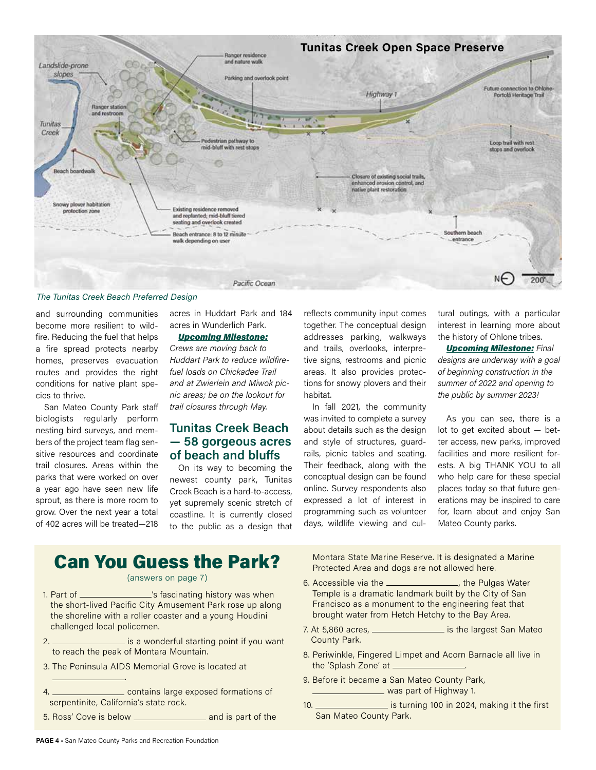**Tunitas Creek Open Space Preserve**

Landslide-prone slopes

Ranger residence and nature walk

Parking and overlook point

Highway 1

Future connection to Ohlone-Portolá Heritage Trail

Ranger station and restroom

Tunitas Creek

Pedestrian pathway to mid-bluff with rest stops

Loop trail with rest stops and overlook

Beach boardwalk

Closure of existing social trails, enhanced erosion control, and native plant restoration

Snowy plover habitation protection zone

Existing residence removed and replanted; mid-bluff tiered seating and overlook created

Beach entrance: 8 to 12 minute walk depending on user

Southern beach entrance

Pacific Ocean

*The Tunitas Creek Beach Preferred Design*

and surrounding communities become more resilient to wildfire. Reducing the fuel that helps a fire spread protects nearby homes, preserves evacuation routes and provides the right conditions for native plant species to thrive.

San Mateo County Park staff biologists regularly perform nesting bird surveys, and members of the project team flag sensitive resources and coordinate trail closures. Areas within the parks that were worked on over a year ago have seen new life sprout, as there is more room to grow. Over the next year a total of 402 acres will be treated—218 acres in Huddart Park and 184 acres in Wunderlich Park.

***Upcoming Milestone:*** *Crews are moving back to Huddart Park to reduce wildfire-fuel loads on Chickadee Trail and at Zwierlein and Miwok picnic areas; be on the lookout for trail closures through May.*

## Tunitas Creek Beach — 58 gorgeous acres of beach and bluffs

On its way to becoming the newest county park, Tunitas Creek Beach is a hard-to-access, yet supremely scenic stretch of coastline. It is currently closed to the public as a design that reflects community input comes together. The conceptual design addresses parking, walkways and trails, overlooks, interpretive signs, restrooms and picnic areas. It also provides protections for snowy plovers and their habitat.

In fall 2021, the community was invited to complete a survey about details such as the design and style of structures, guardrails, picnic tables and seating. Their feedback, along with the conceptual design can be found online. Survey respondents also expressed a lot of interest in programming such as volunteer days, wildlife viewing and cultural outings, with a particular interest in learning more about the history of Ohlone tribes.

***Upcoming Milestone:*** *Final designs are underway with a goal of beginning construction in the summer of 2022 and opening to the public by summer 2023!*

As you can see, there is a lot to get excited about — better access, new parks, improved facilities and more resilient forests. A big THANK YOU to all who help care for these special places today so that future generations may be inspired to care for, learn about and enjoy San Mateo County parks.

## Can You Guess the Park?

(answers on page 7)

1. Part of ____________'s fascinating history was when the short-lived Pacific City Amusement Park rose up along the shoreline with a roller coaster and a young Houdini challenged local policemen.
2. ____________ is a wonderful starting point if you want to reach the peak of Montara Mountain.
3. The Peninsula AIDS Memorial Grove is located at ____________.
4. ____________ contains large exposed formations of serpentinite, California's state rock.
5. Ross' Cove is below ____________ and is part of the Montara State Marine Reserve. It is designated a Marine Protected Area and dogs are not allowed here.
6. Accessible via the ____________, the Pulgas Water Temple is a dramatic landmark built by the City of San Francisco as a monument to the engineering feat that brought water from Hetch Hetchy to the Bay Area.
7. At 5,860 acres, ____________ is the largest San Mateo County Park.
8. Periwinkle, Fingered Limpet and Acorn Barnacle all live in the 'Splash Zone' at ____________.
9. Before it became a San Mateo County Park, ____________ was part of Highway 1.
10. ____________ is turning 100 in 2024, making it the first San Mateo County Park.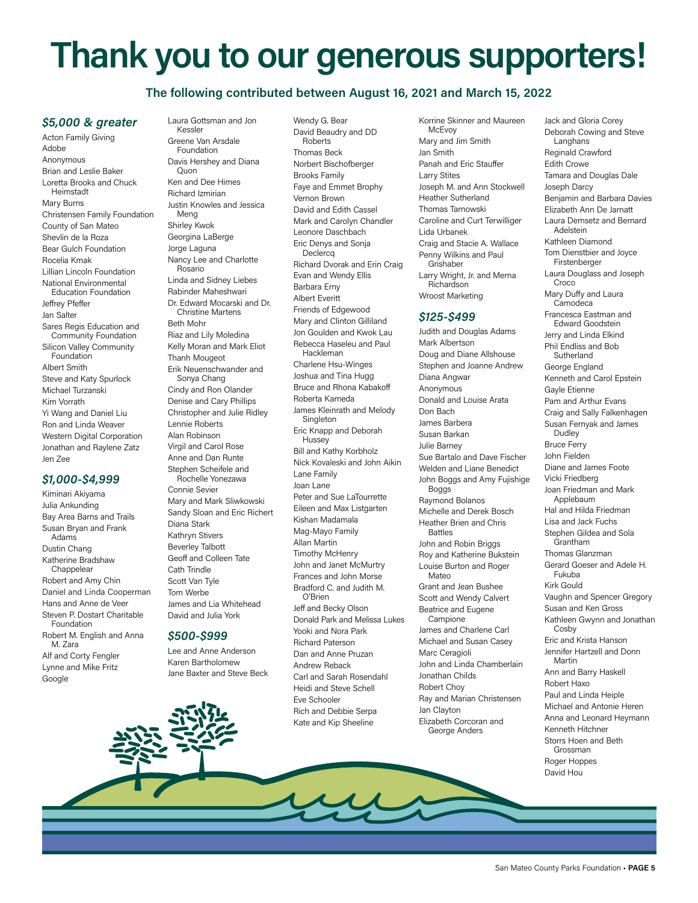# Thank you to our generous supporters!

**The following contributed between August 16, 2021 and March 15, 2022**

### *$5,000 & greater*

Acton Family Giving
Adobe
Anonymous
Brian and Leslie Baker
Loretta Brooks and Chuck Heimstadt
Mary Burns
Christensen Family Foundation
County of San Mateo
Shevlin de la Roza
Bear Gulch Foundation
Rocelia Kmak
Lillian Lincoln Foundation
National Environmental Education Foundation
Jeffrey Pfeffer
Jan Salter
Sares Regis Education and Community Foundation
Silicon Valley Community Foundation
Albert Smith
Steve and Katy Spurlock
Michael Turzanski
Kim Vorrath
Yi Wang and Daniel Liu
Ron and Linda Weaver
Western Digital Corporation
Jonathan and Raylene Zatz
Jen Zee

### *$1,000-$4,999*

Kiminari Akiyama
Julia Ankunding
Bay Area Barns and Trails
Susan Bryan and Frank Adams
Dustin Chang
Katherine Bradshaw Chappelear
Robert and Amy Chin
Daniel and Linda Cooperman
Hans and Anne de Veer
Steven P. Dostart Charitable Foundation
Robert M. English and Anna M. Zara
Alf and Corty Fengler
Lynne and Mike Fritz
Google
Laura Gottsman and Jon Kessler
Greene Van Arsdale Foundation
Davis Hershey and Diana Quon
Ken and Dee Himes
Richard Izmirian
Justin Knowles and Jessica Meng
Shirley Kwok
Georgina LaBerge
Jorge Laguna
Nancy Lee and Charlotte Rosario
Linda and Sidney Liebes
Rabinder Maheshwari
Dr. Edward Mocarski and Dr. Christine Martens
Beth Mohr
Riaz and Lily Moledina
Kelly Moran and Mark Eliot
Thanh Mougeot
Erik Neuenschwander and Sonya Chang
Cindy and Ron Olander
Denise and Cary Phillips
Christopher and Julie Ridley
Lennie Roberts
Alan Robinson
Virgil and Carol Rose
Anne and Dan Runte
Stephen Scheifele and Rochelle Yonezawa
Connie Sevier
Mary and Mark Sliwkowski
Sandy Sloan and Eric Richert
Diana Stark
Kathryn Stivers
Beverley Talbott
Geoff and Colleen Tate
Cath Trindle
Scott Van Tyle
Tom Werbe
James and Lia Whitehead
David and Julia York

### *$500-$999*

Lee and Anne Anderson
Karen Bartholomew
Jane Baxter and Steve Beck
Wendy G. Bear
David Beaudry and DD Roberts
Thomas Beck
Norbert Bischofberger
Brooks Family
Faye and Emmet Brophy
Vernon Brown
David and Edith Cassel
Mark and Carolyn Chandler
Leonore Daschbach
Eric Denys and Sonja Declercq
Richard Dvorak and Erin Craig
Evan and Wendy Ellis
Barbara Erny
Albert Everitt
Friends of Edgewood
Mary and Clinton Gilliland
Jon Goulden and Kwok Lau
Rebecca Haseleu and Paul Hackleman
Charlene Hsu-Winges
Joshua and Tina Hugg
Bruce and Rhona Kabakoff
Roberta Kameda
James Kleinrath and Melody Singleton
Eric Knapp and Deborah Hussey
Bill and Kathy Korbholz
Nick Kovaleski and John Aikin
Lane Family
Joan Lane
Peter and Sue LaTourrette
Eileen and Max Listgarten
Kishan Madamala
Mag-Mayo Family
Allan Martin
Timothy McHenry
John and Janet McMurtry
Frances and John Morse
Bradford C. and Judith M. O'Brien
Jeff and Becky Olson
Donald Park and Melissa Lukes
Yooki and Nora Park
Richard Paterson
Dan and Anne Pruzan
Andrew Reback
Carl and Sarah Rosendahl
Heidi and Steve Schell
Eve Schooler
Rich and Debbie Serpa
Kate and Kip Sheeline
Korrine Skinner and Maureen McEvoy
Mary and Jim Smith
Jan Smith
Panah and Eric Stauffer
Larry Stites
Joseph M. and Ann Stockwell
Heather Sutherland
Thomas Tarnowski
Caroline and Curt Terwilliger
Lida Urbanek
Craig and Stacie A. Wallace
Penny Wilkins and Paul Grishaber
Larry Wright, Jr. and Merna Richardson
Wroost Marketing

### *$125-$499*

Judith and Douglas Adams
Mark Albertson
Doug and Diane Allshouse
Stephen and Joanne Andrew
Diana Angwar
Anonymous
Donald and Louise Arata
Don Bach
James Barbera
Susan Barkan
Julie Barney
Sue Bartalo and Dave Fischer
Welden and Liane Benedict
John Boggs and Amy Fujishige Boggs
Raymond Bolanos
Michelle and Derek Bosch
Heather Brien and Chris Battles
John and Robin Briggs
Roy and Katherine Bukstein
Louise Burton and Roger Mateo
Grant and Jean Bushee
Scott and Wendy Calvert
Beatrice and Eugene Campione
James and Charlene Carl
Michael and Susan Casey
Marc Ceragioli
John and Linda Chamberlain
Jonathan Childs
Robert Choy
Ray and Marian Christensen
Jan Clayton
Elizabeth Corcoran and George Anders
Jack and Gloria Corey
Deborah Cowing and Steve Langhans
Reginald Crawford
Edith Crowe
Tamara and Douglas Dale
Joseph Darcy
Benjamin and Barbara Davies
Elizabeth Ann De Jarnatt
Laura Demsetz and Bernard Adelstein
Kathleen Diamond
Tom Dienstbier and Joyce Firstenberger
Laura Douglass and Joseph Croco
Mary Duffy and Laura Camodeca
Francesca Eastman and Edward Goodstein
Jerry and Linda Elkind
Phil Endliss and Bob Sutherland
George England
Kenneth and Carol Epstein
Gayle Etienne
Pam and Arthur Evans
Craig and Sally Falkenhagen
Susan Fernyak and James Dudley
Bruce Ferry
John Fielden
Diane and James Foote
Vicki Friedberg
Joan Friedman and Mark Applebaum
Hal and Hilda Friedman
Lisa and Jack Fuchs
Stephen Gildea and Sola Grantham
Thomas Glanzman
Gerard Goeser and Adele H. Fukuba
Kirk Gould
Vaughn and Spencer Gregory
Susan and Ken Gross
Kathleen Gwynn and Jonathan Cosby
Eric and Krista Hanson
Jennifer Hartzell and Donn Martin
Ann and Barry Haskell
Robert Haxo
Paul and Linda Heiple
Michael and Antonie Heren
Anna and Leonard Heymann
Kenneth Hitchner
Storrs Hoen and Beth Grossman
Roger Hoppes
David Hou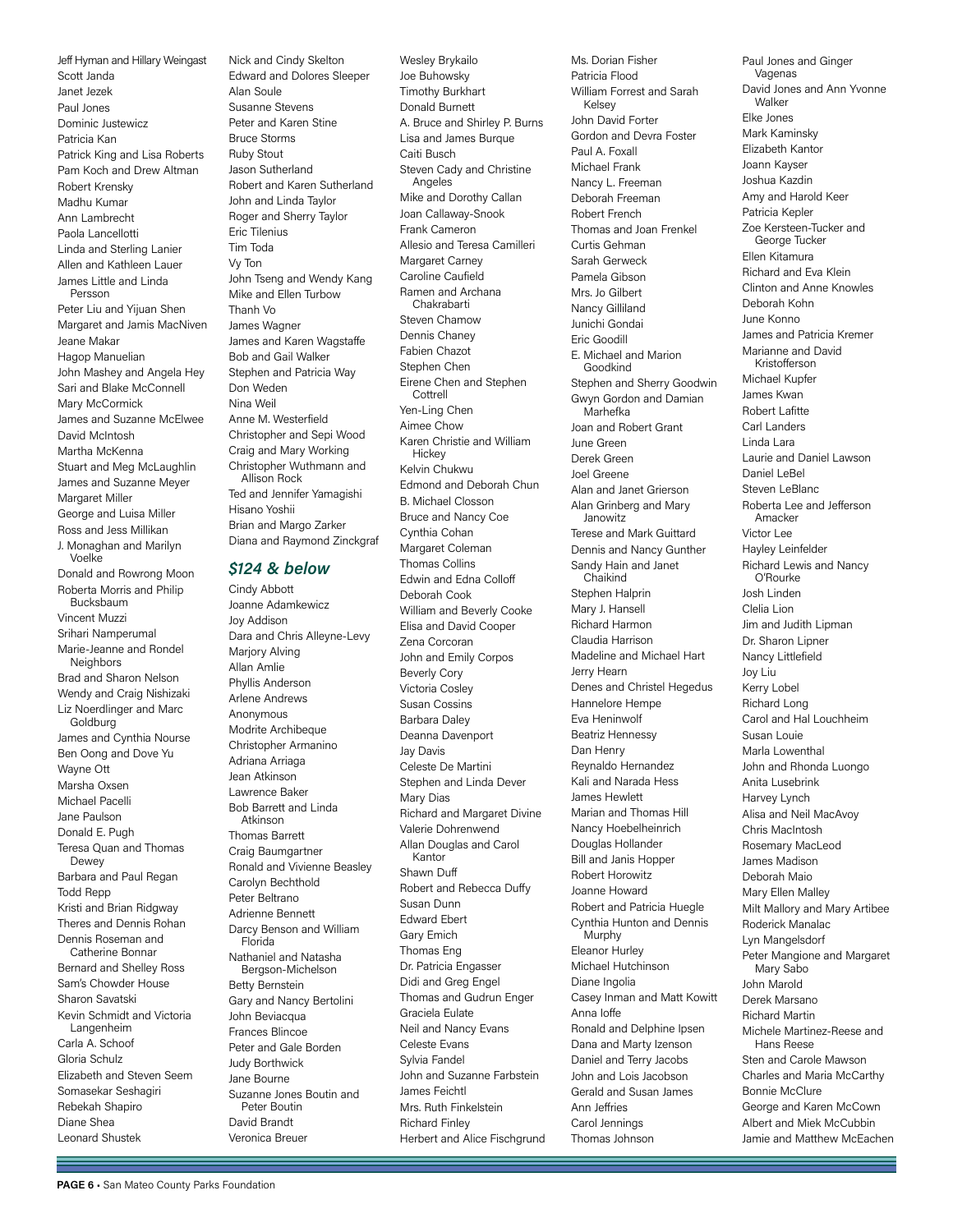Jeff Hyman and Hillary Weingast
Scott Janda
Janet Jezek
Paul Jones
Dominic Justewicz
Patricia Kan
Patrick King and Lisa Roberts
Pam Koch and Drew Altman
Robert Krensky
Madhu Kumar
Ann Lambrecht
Paola Lancellotti
Linda and Sterling Lanier
Allen and Kathleen Lauer
James Little and Linda Persson
Peter Liu and Yijuan Shen
Margaret and Jamis MacNiven
Jeane Makar
Hagop Manuelian
John Mashey and Angela Hey
Sari and Blake McConnell
Mary McCormick
James and Suzanne McElwee
David McIntosh
Martha McKenna
Stuart and Meg McLaughlin
James and Suzanne Meyer
Margaret Miller
George and Luisa Miller
Ross and Jess Millikan
J. Monaghan and Marilyn Voelke
Donald and Rowrong Moon
Roberta Morris and Philip Bucksbaum
Vincent Muzzi
Srihari Namperumal
Marie-Jeanne and Rondel Neighbors
Brad and Sharon Nelson
Wendy and Craig Nishizaki
Liz Noerdlinger and Marc Goldburg
James and Cynthia Nourse
Ben Oong and Dove Yu
Wayne Ott
Marsha Oxsen
Michael Pacelli
Jane Paulson
Donald E. Pugh
Teresa Quan and Thomas Dewey
Barbara and Paul Regan
Todd Repp
Kristi and Brian Ridgway
Theres and Dennis Rohan
Dennis Roseman and Catherine Bonnar
Bernard and Shelley Ross
Sam's Chowder House
Sharon Savatski
Kevin Schmidt and Victoria Langenheim
Carla A. Schoof
Gloria Schulz
Elizabeth and Steven Seem
Somasekar Seshagiri
Rebekah Shapiro
Diane Shea
Leonard Shustek
Nick and Cindy Skelton
Edward and Dolores Sleeper
Alan Soule
Susanne Stevens
Peter and Karen Stine
Bruce Storms
Ruby Stout
Jason Sutherland
Robert and Karen Sutherland
John and Linda Taylor
Roger and Sherry Taylor
Eric Tilenius
Tim Toda
Vy Ton
John Tseng and Wendy Kang
Mike and Ellen Turbow
Thanh Vo
James Wagner
James and Karen Wagstaffe
Bob and Gail Walker
Stephen and Patricia Way
Don Weden
Nina Weil
Anne M. Westerfield
Christopher and Sepi Wood
Craig and Mary Working
Christopher Wuthmann and Allison Rock
Ted and Jennifer Yamagishi
Hisano Yoshii
Brian and Margo Zarker
Diana and Raymond Zinckgraf

## *$124 & below*

Cindy Abbott
Joanne Adamkewicz
Joy Addison
Dara and Chris Alleyne-Levy
Marjory Alving
Allan Amlie
Phyllis Anderson
Arlene Andrews
Anonymous
Modrite Archibeque
Christopher Armanino
Adriana Arriaga
Jean Atkinson
Lawrence Baker
Bob Barrett and Linda Atkinson
Thomas Barrett
Craig Baumgartner
Ronald and Vivienne Beasley
Carolyn Bechthold
Peter Beltrano
Adrienne Bennett
Darcy Benson and William Florida
Nathaniel and Natasha Bergson-Michelson
Betty Bernstein
Gary and Nancy Bertolini
John Beviacqua
Frances Blincoe
Peter and Gale Borden
Judy Borthwick
Jane Bourne
Suzanne Jones Boutin and Peter Boutin
David Brandt
Veronica Breuer
Wesley Brykailo
Joe Buhowsky
Timothy Burkhart
Donald Burnett
A. Bruce and Shirley P. Burns
Lisa and James Burque
Caiti Busch
Steven Cady and Christine Angeles
Mike and Dorothy Callan
Joan Callaway-Snook
Frank Cameron
Allesio and Teresa Camilleri
Margaret Carney
Caroline Caufield
Ramen and Archana Chakrabarti
Steven Chamow
Dennis Chaney
Fabien Chazot
Stephen Chen
Eirene Chen and Stephen Cottrell
Yen-Ling Chen
Aimee Chow
Karen Christie and William Hickey
Kelvin Chukwu
Edmond and Deborah Chun
B. Michael Closson
Bruce and Nancy Coe
Cynthia Cohan
Margaret Coleman
Thomas Collins
Edwin and Edna Colloff
Deborah Cook
William and Beverly Cooke
Elisa and David Cooper
Zena Corcoran
John and Emily Corpos
Beverly Cory
Victoria Cosley
Susan Cossins
Barbara Daley
Deanna Davenport
Jay Davis
Celeste De Martini
Stephen and Linda Dever
Mary Dias
Richard and Margaret Divine
Valerie Dohrenwend
Allan Douglas and Carol Kantor
Shawn Duff
Robert and Rebecca Duffy
Susan Dunn
Edward Ebert
Gary Emich
Thomas Eng
Dr. Patricia Engasser
Didi and Greg Engel
Thomas and Gudrun Enger
Graciela Eulate
Neil and Nancy Evans
Celeste Evans
Sylvia Fandel
John and Suzanne Farbstein
James Feichtl
Mrs. Ruth Finkelstein
Richard Finley
Herbert and Alice Fischgrund
Ms. Dorian Fisher
Patricia Flood
William Forrest and Sarah Kelsey
John David Forter
Gordon and Devra Foster
Paul A. Foxall
Michael Frank
Nancy L. Freeman
Deborah Freeman
Robert French
Thomas and Joan Frenkel
Curtis Gehman
Sarah Gerweck
Pamela Gibson
Mrs. Jo Gilbert
Nancy Gilliland
Junichi Gondai
Eric Goodill
E. Michael and Marion Goodkind
Stephen and Sherry Goodwin
Gwyn Gordon and Damian Marhefka
Joan and Robert Grant
June Green
Derek Green
Joel Greene
Alan and Janet Grierson
Alan Grinberg and Mary Janowitz
Terese and Mark Guittard
Dennis and Nancy Gunther
Sandy Hain and Janet Chaikind
Stephen Halprin
Mary J. Hansell
Richard Harmon
Claudia Harrison
Madeline and Michael Hart
Jerry Hearn
Denes and Christel Hegedus
Hannelore Hempe
Eva Heninwolf
Beatriz Hennessy
Dan Henry
Reynaldo Hernandez
Kali and Narada Hess
James Hewlett
Marian and Thomas Hill
Nancy Hoebelheinrich
Douglas Hollander
Bill and Janis Hopper
Robert Horowitz
Joanne Howard
Robert and Patricia Huegle
Cynthia Hunton and Dennis Murphy
Eleanor Hurley
Michael Hutchinson
Diane Ingolia
Casey Inman and Matt Kowitt
Anna Ioffe
Ronald and Delphine Ipsen
Dana and Marty Izenson
Daniel and Terry Jacobs
John and Lois Jacobson
Gerald and Susan James
Ann Jeffries
Carol Jennings
Thomas Johnson
Paul Jones and Ginger Vagenas
David Jones and Ann Yvonne Walker
Elke Jones
Mark Kaminsky
Elizabeth Kantor
Joann Kayser
Joshua Kazdin
Amy and Harold Keer
Patricia Kepler
Zoe Kersteen-Tucker and George Tucker
Ellen Kitamura
Richard and Eva Klein
Clinton and Anne Knowles
Deborah Kohn
June Konno
James and Patricia Kremer
Marianne and David Kristofferson
Michael Kupfer
James Kwan
Robert Lafitte
Carl Landers
Linda Lara
Laurie and Daniel Lawson
Daniel LeBel
Steven LeBlanc
Roberta Lee and Jefferson Amacker
Victor Lee
Hayley Leinfelder
Richard Lewis and Nancy O'Rourke
Josh Linden
Clelia Lion
Jim and Judith Lipman
Dr. Sharon Lipner
Nancy Littlefield
Joy Liu
Kerry Lobel
Richard Long
Carol and Hal Louchheim
Susan Louie
Marla Lowenthal
John and Rhonda Luongo
Anita Lusebrink
Harvey Lynch
Alisa and Neil MacAvoy
Chris MacIntosh
Rosemary MacLeod
James Madison
Deborah Maio
Mary Ellen Malley
Milt Mallory and Mary Artibee
Roderick Manalac
Lyn Mangelsdorf
Peter Mangione and Margaret Mary Sabo
John Marold
Derek Marsano
Richard Martin
Michele Martinez-Reese and Hans Reese
Sten and Carole Mawson
Charles and Maria McCarthy
Bonnie McClure
George and Karen McCown
Albert and Miek McCubbin
Jamie and Matthew McEachen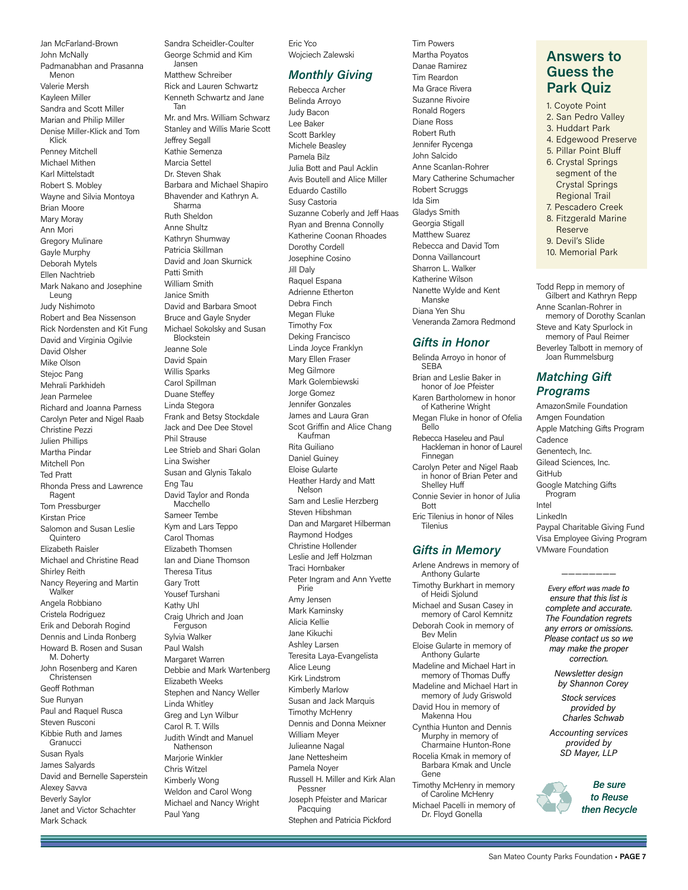Jan McFarland-Brown
John McNally
Padmanabhan and Prasanna Menon
Valerie Mersh
Kayleen Miller
Sandra and Scott Miller
Marian and Philip Miller
Denise Miller-Klick and Tom Klick
Penney Mitchell
Michael Mithen
Karl Mittelstadt
Robert S. Mobley
Wayne and Silvia Montoya
Brian Moore
Mary Moray
Ann Mori
Gregory Mulinare
Gayle Murphy
Deborah Mytels
Ellen Nachtrieb
Mark Nakano and Josephine Leung
Judy Nishimoto
Robert and Bea Nissenson
Rick Nordensten and Kit Fung
David and Virginia Ogilvie
David Olsher
Mike Olson
Stejoc Pang
Mehrali Parkhideh
Jean Parmelee
Richard and Joanna Parness
Carolyn Peter and Nigel Raab
Christine Pezzi
Julien Phillips
Martha Pindar
Mitchell Pon
Ted Pratt
Rhonda Press and Lawrence Ragent
Tom Pressburger
Kirstan Price
Salomon and Susan Leslie Quintero
Elizabeth Raisler
Michael and Christine Read
Shirley Reith
Nancy Reyering and Martin Walker
Angela Robbiano
Cristela Rodriguez
Erik and Deborah Rogind
Dennis and Linda Ronberg
Howard B. Rosen and Susan M. Doherty
John Rosenberg and Karen Christensen
Geoff Rothman
Sue Runyan
Paul and Raquel Rusca
Steven Rusconi
Kibbie Ruth and James Granucci
Susan Ryals
James Salyards
David and Bernelle Saperstein
Alexey Savva
Beverly Saylor
Janet and Victor Schachter
Mark Schack
Sandra Scheidler-Coulter
George Schmid and Kim Jansen
Matthew Schreiber
Rick and Lauren Schwartz
Kenneth Schwartz and Jane Tan
Mr. and Mrs. William Schwarz
Stanley and Willis Marie Scott
Jeffrey Segall
Kathie Semenza
Marcia Settel
Dr. Steven Shak
Barbara and Michael Shapiro
Bhavender and Kathryn A. Sharma
Ruth Sheldon
Anne Shultz
Kathryn Shumway
Patricia Skillman
David and Joan Skurnick
Patti Smith
William Smith
Janice Smith
David and Barbara Smoot
Bruce and Gayle Snyder
Michael Sokolsky and Susan Blockstein
Jeanne Sole
David Spain
Willis Sparks
Carol Spillman
Duane Steffey
Linda Stegora
Frank and Betsy Stockdale
Jack and Dee Dee Stovel
Phil Strause
Lee Strieb and Shari Golan
Lina Swisher
Susan and Glynis Takalo
Eng Tau
David Taylor and Ronda Macchello
Sameer Tembe
Kym and Lars Teppo
Carol Thomas
Elizabeth Thomsen
Ian and Diane Thomson
Theresa Titus
Gary Trott
Yousef Turshani
Kathy Uhl
Craig Uhrich and Joan Ferguson
Sylvia Walker
Paul Walsh
Margaret Warren
Debbie and Mark Wartenberg
Elizabeth Weeks
Stephen and Nancy Weller
Linda Whitley
Greg and Lyn Wilbur
Carol R. T. Wills
Judith Windt and Manuel Nathenson
Marjorie Winkler
Chris Witzel
Kimberly Wong
Weldon and Carol Wong
Michael and Nancy Wright
Paul Yang
Eric Yco
Wojciech Zalewski

## *Monthly Giving*

Rebecca Archer
Belinda Arroyo
Judy Bacon
Lee Baker
Scott Barkley
Michele Beasley
Pamela Bilz
Julia Bott and Paul Acklin
Avis Boutell and Alice Miller
Eduardo Castillo
Susy Castoria
Suzanne Coberly and Jeff Haas
Ryan and Brenna Connolly
Katherine Coonan Rhoades
Dorothy Cordell
Josephine Cosino
Jill Daly
Raquel Espana
Adrienne Etherton
Debra Finch
Megan Fluke
Timothy Fox
Deking Francisco
Linda Joyce Franklyn
Mary Ellen Fraser
Meg Gilmore
Mark Golembiewski
Jorge Gomez
Jennifer Gonzales
James and Laura Gran
Scot Griffin and Alice Chang Kaufman
Rita Guiliano
Daniel Guiney
Eloise Gularte
Heather Hardy and Matt Nelson
Sam and Leslie Herzberg
Steven Hibshman
Dan and Margaret Hilberman
Raymond Hodges
Christine Hollender
Leslie and Jeff Holzman
Traci Hornbaker
Peter Ingram and Ann Yvette Pirie
Amy Jensen
Mark Kaminsky
Alicia Kellie
Jane Kikuchi
Ashley Larsen
Teresita Laya-Evangelista
Alice Leung
Kirk Lindstrom
Kimberly Marlow
Susan and Jack Marquis
Timothy McHenry
Dennis and Donna Meixner
William Meyer
Julieanne Nagal
Jane Netteshelm
Pamela Noyer
Russell H. Miller and Kirk Alan Pessner
Joseph Pfeister and Maricar Pacquing
Stephen and Patricia Pickford
Tim Powers
Martha Poyatos
Danae Ramirez
Tim Reardon
Ma Grace Rivera
Suzanne Rivoire
Ronald Rogers
Diane Ross
Robert Ruth
Jennifer Rycenga
John Salcido
Anne Scanlan-Rohrer
Mary Catherine Schumacher
Robert Scruggs
Ida Sim
Gladys Smith
Georgia Stigall
Matthew Suarez
Rebecca and David Tom
Donna Vaillancourt
Sharron L. Walker
Katherine Wilson
Nanette Wylde and Kent Manske
Diana Yen Shu
Veneranda Zamora Redmond

## *Gifts in Honor*

Belinda Arroyo in honor of SEBA
Brian and Leslie Baker in honor of Joe Pfeister
Karen Bartholomew in honor of Katherine Wright
Megan Fluke in honor of Ofelia Bello
Rebecca Haseleu and Paul Hackleman in honor of Laurel Finnegan
Carolyn Peter and Nigel Raab in honor of Brian Peter and Shelley Huff
Connie Sevier in honor of Julia Bott
Eric Tilenius in honor of Niles Tilenius

## *Gifts in Memory*

Arlene Andrews in memory of Anthony Gularte
Timothy Burkhart in memory of Heidi Sjolund
Michael and Susan Casey in memory of Carol Kemnitz
Deborah Cook in memory of Bev Melin
Eloise Gularte in memory of Anthony Gularte
Madeline and Michael Hart in memory of Thomas Duffy
Madeline and Michael Hart in memory of Judy Griswold
David Hou in memory of Makenna Hou
Cynthia Hunton and Dennis Murphy in memory of Charmaine Hunton-Rone
Rocelia Kmak in memory of Barbara Kmak and Uncle Gene
Timothy McHenry in memory of Caroline McHenry
Michael Pacelli in memory of Dr. Floyd Gonella
Todd Repp in memory of Gilbert and Kathryn Repp
Anne Scanlan-Rohrer in memory of Dorothy Scanlan
Steve and Katy Spurlock in memory of Paul Reimer
Beverley Talbott in memory of Joan Rummelsburg

## Answers to Guess the Park Quiz

1. Coyote Point
2. San Pedro Valley
3. Huddart Park
4. Edgewood Preserve
5. Pillar Point Bluff
6. Crystal Springs segment of the Crystal Springs Regional Trail
7. Pescadero Creek
8. Fitzgerald Marine Reserve
9. Devil's Slide
10. Memorial Park

## *Matching Gift Programs*

AmazonSmile Foundation
Amgen Foundation
Apple Matching Gifts Program
Cadence
Genentech, Inc.
Gilead Sciences, Inc.
GitHub
Google Matching Gifts Program
Intel
LinkedIn
Paypal Charitable Giving Fund
Visa Employee Giving Program
VMware Foundation

---

*Every effort was made to ensure that this list is complete and accurate. The Foundation regrets any errors or omissions. Please contact us so we may make the proper correction.*

*Newsletter design by Shannon Corey*

*Stock services provided by Charles Schwab*

*Accounting services provided by SD Mayer, LLP*

***Be sure to Reuse then Recycle***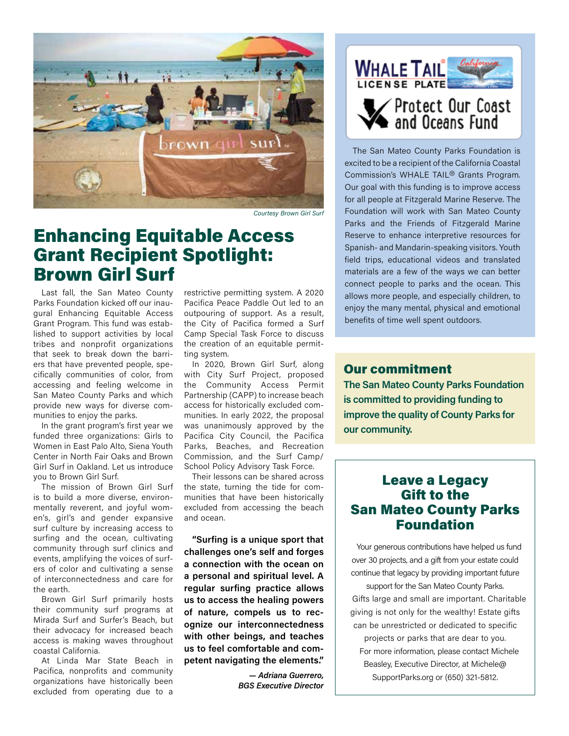Courtesy Brown Girl Surf

# Enhancing Equitable Access Grant Recipient Spotlight: Brown Girl Surf

Last fall, the San Mateo County Parks Foundation kicked off our inaugural Enhancing Equitable Access Grant Program. This fund was established to support activities by local tribes and nonprofit organizations that seek to break down the barriers that have prevented people, specifically communities of color, from accessing and feeling welcome in San Mateo County Parks and which provide new ways for diverse communities to enjoy the parks.

In the grant program's first year we funded three organizations: Girls to Women in East Palo Alto, Siena Youth Center in North Fair Oaks and Brown Girl Surf in Oakland. Let us introduce you to Brown Girl Surf.

The mission of Brown Girl Surf is to build a more diverse, environmentally reverent, and joyful women's, girl's and gender expansive surf culture by increasing access to surfing and the ocean, cultivating community through surf clinics and events, amplifying the voices of surfers of color and cultivating a sense of interconnectedness and care for the earth.

Brown Girl Surf primarily hosts their community surf programs at Mirada Surf and Surfer's Beach, but their advocacy for increased beach access is making waves throughout coastal California.

At Linda Mar State Beach in Pacifica, nonprofits and community organizations have historically been excluded from operating due to a restrictive permitting system. A 2020 Pacifica Peace Paddle Out led to an outpouring of support. As a result, the City of Pacifica formed a Surf Camp Special Task Force to discuss the creation of an equitable permitting system.

In 2020, Brown Girl Surf, along with City Surf Project, proposed the Community Access Permit Partnership (CAPP) to increase beach access for historically excluded communities. In early 2022, the proposal was unanimously approved by the Pacifica City Council, the Pacifica Parks, Beaches, and Recreation Commission, and the Surf Camp/School Policy Advisory Task Force.

Their lessons can be shared across the state, turning the tide for communities that have been historically excluded from accessing the beach and ocean.

**"Surfing is a unique sport that challenges one's self and forges a connection with the ocean on a personal and spiritual level. A regular surfing practice allows us to access the healing powers of nature, compels us to recognize our interconnectedness with other beings, and teaches us to feel comfortable and competent navigating the elements."**

***— Adriana Guerrero, BGS Executive Director***

WHALE TAIL® LICENSE PLATE

Protect Our Coast and Oceans Fund

The San Mateo County Parks Foundation is excited to be a recipient of the California Coastal Commission's WHALE TAIL® Grants Program. Our goal with this funding is to improve access for all people at Fitzgerald Marine Reserve. The Foundation will work with San Mateo County Parks and the Friends of Fitzgerald Marine Reserve to enhance interpretive resources for Spanish- and Mandarin-speaking visitors. Youth field trips, educational videos and translated materials are a few of the ways we can better connect people to parks and the ocean. This allows more people, and especially children, to enjoy the many mental, physical and emotional benefits of time well spent outdoors.

## Our commitment

**The San Mateo County Parks Foundation is committed to providing funding to improve the quality of County Parks for our community.**

## Leave a Legacy Gift to the San Mateo County Parks Foundation

Your generous contributions have helped us fund over 30 projects, and a gift from your estate could continue that legacy by providing important future support for the San Mateo County Parks.

Gifts large and small are important. Charitable giving is not only for the wealthy! Estate gifts can be unrestricted or dedicated to specific projects or parks that are dear to you.

For more information, please contact Michele Beasley, Executive Director, at Michele@SupportParks.org or (650) 321-5812.